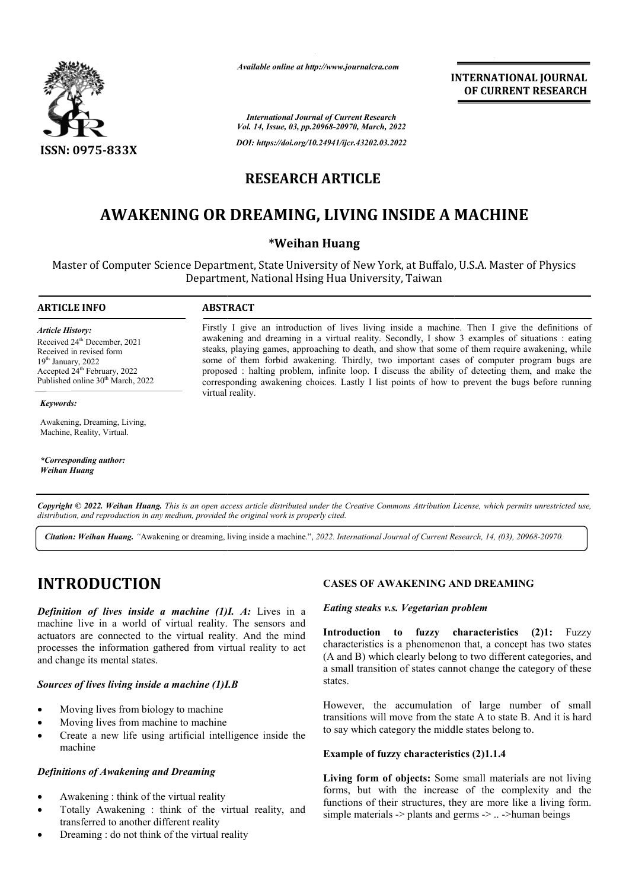# AWAKENING OR DREAMING, LIVING INSIDE A MACHINE

**\*Weihan Huang**

Master of Computer Science Department, State University of New York, at Buffalo, U.S.A. Master of Physics Department, National Hsing Hua University, Taiwan

## ARTICLE INFO

*Article History:*
Received 24th December, 2021
Received in revised form
19th January, 2022
Accepted 24th February, 2022
Published online 30th March, 2022

*Keywords:*

Awakening, Dreaming, Living, Machine, Reality, Virtual.

*\*Corresponding author:*
*Weihan Huang*

## ABSTRACT

Firstly I give an introduction of lives living inside a machine. Then I give the definitions of awakening and dreaming in a virtual reality. Secondly, I show 3 examples of situations : eating steaks, playing games, approaching to death, and show that some of them require awakening, while some of them forbid awakening. Thirdly, two important cases of computer program bugs are proposed : halting problem, infinite loop. I discuss the ability of detecting them, and make the corresponding awakening choices. Lastly I list points of how to prevent the bugs before running virtual reality.

*Copyright © 2022. Weihan Huang. This is an open access article distributed under the Creative Commons Attribution License, which permits unrestricted use, distribution, and reproduction in any medium, provided the original work is properly cited.*

***Citation: Weihan Huang.*** *"Awakening or dreaming, living inside a machine.", 2022. International Journal of Current Research, 14, (03), 20968-20970.*

# INTRODUCTION

***Definition of lives inside a machine (1)I. A:*** Lives in a machine live in a world of virtual reality. The sensors and actuators are connected to the virtual reality. And the mind processes the information gathered from virtual reality to act and change its mental states.

### *Sources of lives living inside a machine (1)I.B*

- Moving lives from biology to machine
- Moving lives from machine to machine
- Create a new life using artificial intelligence inside the machine

### *Definitions of Awakening and Dreaming*

- Awakening : think of the virtual reality
- Totally Awakening : think of the virtual reality, and transferred to another different reality
- Dreaming : do not think of the virtual reality

## CASES OF AWAKENING AND DREAMING

### *Eating steaks v.s. Vegetarian problem*

**Introduction to fuzzy characteristics (2)1:** Fuzzy characteristics is a phenomenon that, a concept has two states (A and B) which clearly belong to two different categories, and a small transition of states cannot change the category of these states.

However, the accumulation of large number of small transitions will move from the state A to state B. And it is hard to say which category the middle states belong to.

**Example of fuzzy characteristics (2)1.1.4**

**Living form of objects:** Some small materials are not living forms, but with the increase of the complexity and the functions of their structures, they are more like a living form. simple materials -> plants and germs -> .. ->human beings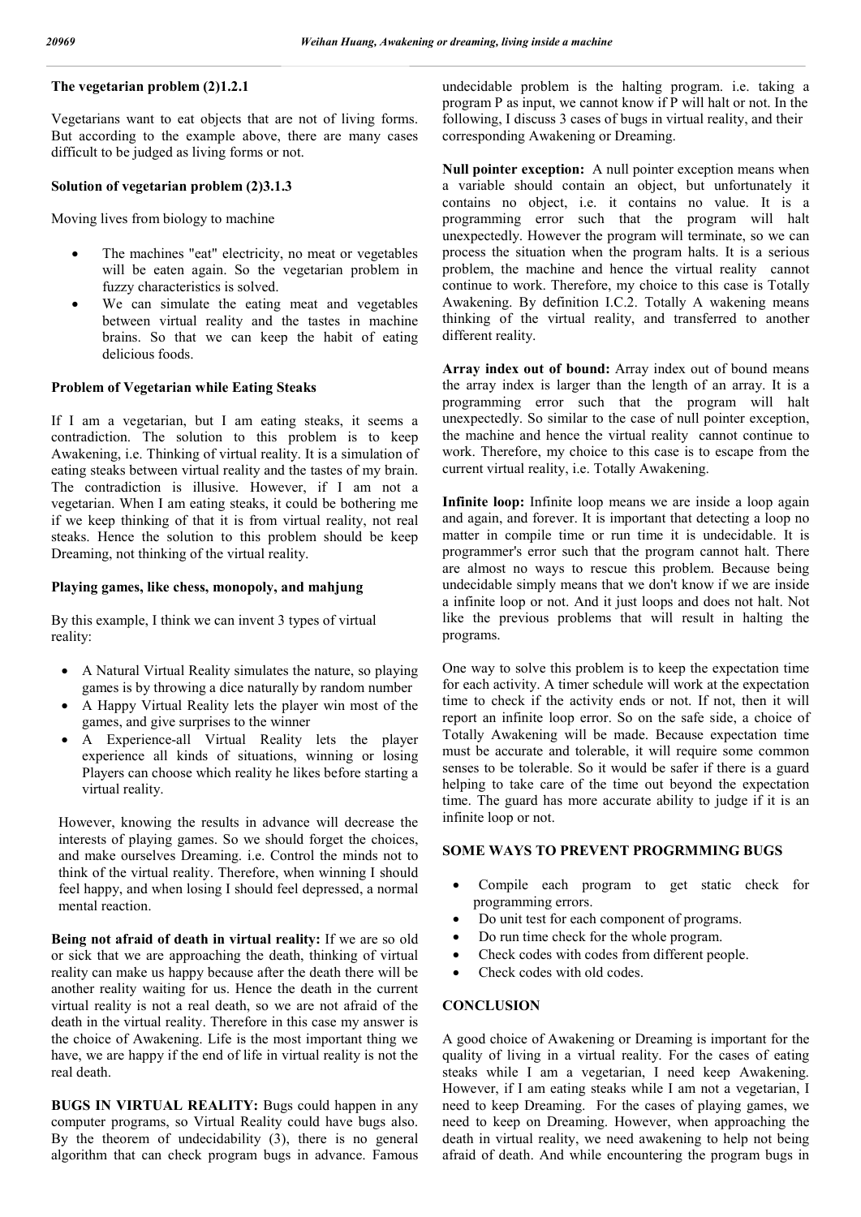### The vegetarian problem (2)1.2.1

Vegetarians want to eat objects that are not of living forms. But according to the example above, there are many cases difficult to be judged as living forms or not.

### Solution of vegetarian problem (2)3.1.3

Moving lives from biology to machine

- The machines "eat" electricity, no meat or vegetables will be eaten again. So the vegetarian problem in fuzzy characteristics is solved.
- We can simulate the eating meat and vegetables between virtual reality and the tastes in machine brains. So that we can keep the habit of eating delicious foods.

### Problem of Vegetarian while Eating Steaks

If I am a vegetarian, but I am eating steaks, it seems a contradiction. The solution to this problem is to keep Awakening, i.e. Thinking of virtual reality. It is a simulation of eating steaks between virtual reality and the tastes of my brain. The contradiction is illusive. However, if I am not a vegetarian. When I am eating steaks, it could be bothering me if we keep thinking of that it is from virtual reality, not real steaks. Hence the solution to this problem should be keep Dreaming, not thinking of the virtual reality.

### Playing games, like chess, monopoly, and mahjung

By this example, I think we can invent 3 types of virtual reality:

- A Natural Virtual Reality simulates the nature, so playing games is by throwing a dice naturally by random number
- A Happy Virtual Reality lets the player win most of the games, and give surprises to the winner
- A Experience-all Virtual Reality lets the player experience all kinds of situations, winning or losing Players can choose which reality he likes before starting a virtual reality.

However, knowing the results in advance will decrease the interests of playing games. So we should forget the choices, and make ourselves Dreaming. i.e. Control the minds not to think of the virtual reality. Therefore, when winning I should feel happy, and when losing I should feel depressed, a normal mental reaction.

**Being not afraid of death in virtual reality:** If we are so old or sick that we are approaching the death, thinking of virtual reality can make us happy because after the death there will be another reality waiting for us. Hence the death in the current virtual reality is not a real death, so we are not afraid of the death in the virtual reality. Therefore in this case my answer is the choice of Awakening. Life is the most important thing we have, we are happy if the end of life in virtual reality is not the real death.

**BUGS IN VIRTUAL REALITY:** Bugs could happen in any computer programs, so Virtual Reality could have bugs also. By the theorem of undecidability (3), there is no general algorithm that can check program bugs in advance. Famous undecidable problem is the halting program. i.e. taking a program P as input, we cannot know if P will halt or not. In the following, I discuss 3 cases of bugs in virtual reality, and their corresponding Awakening or Dreaming.

**Null pointer exception:** A null pointer exception means when a variable should contain an object, but unfortunately it contains no object, i.e. it contains no value. It is a programming error such that the program will halt unexpectedly. However the program will terminate, so we can process the situation when the program halts. It is a serious problem, the machine and hence the virtual reality cannot continue to work. Therefore, my choice to this case is Totally Awakening. By definition I.C.2. Totally A wakening means thinking of the virtual reality, and transferred to another different reality.

**Array index out of bound:** Array index out of bound means the array index is larger than the length of an array. It is a programming error such that the program will halt unexpectedly. So similar to the case of null pointer exception, the machine and hence the virtual reality cannot continue to work. Therefore, my choice to this case is to escape from the current virtual reality, i.e. Totally Awakening.

**Infinite loop:** Infinite loop means we are inside a loop again and again, and forever. It is important that detecting a loop no matter in compile time or run time it is undecidable. It is programmer's error such that the program cannot halt. There are almost no ways to rescue this problem. Because being undecidable simply means that we don't know if we are inside a infinite loop or not. And it just loops and does not halt. Not like the previous problems that will result in halting the programs.

One way to solve this problem is to keep the expectation time for each activity. A timer schedule will work at the expectation time to check if the activity ends or not. If not, then it will report an infinite loop error. So on the safe side, a choice of Totally Awakening will be made. Because expectation time must be accurate and tolerable, it will require some common senses to be tolerable. So it would be safer if there is a guard helping to take care of the time out beyond the expectation time. The guard has more accurate ability to judge if it is an infinite loop or not.

## SOME WAYS TO PREVENT PROGRMMING BUGS

- Compile each program to get static check for programming errors.
- Do unit test for each component of programs.
- Do run time check for the whole program.
- Check codes with codes from different people.
- Check codes with old codes.

## CONCLUSION

A good choice of Awakening or Dreaming is important for the quality of living in a virtual reality. For the cases of eating steaks while I am a vegetarian, I need keep Awakening. However, if I am eating steaks while I am not a vegetarian, I need to keep Dreaming. For the cases of playing games, we need to keep on Dreaming. However, when approaching the death in virtual reality, we need awakening to help not being afraid of death. And while encountering the program bugs in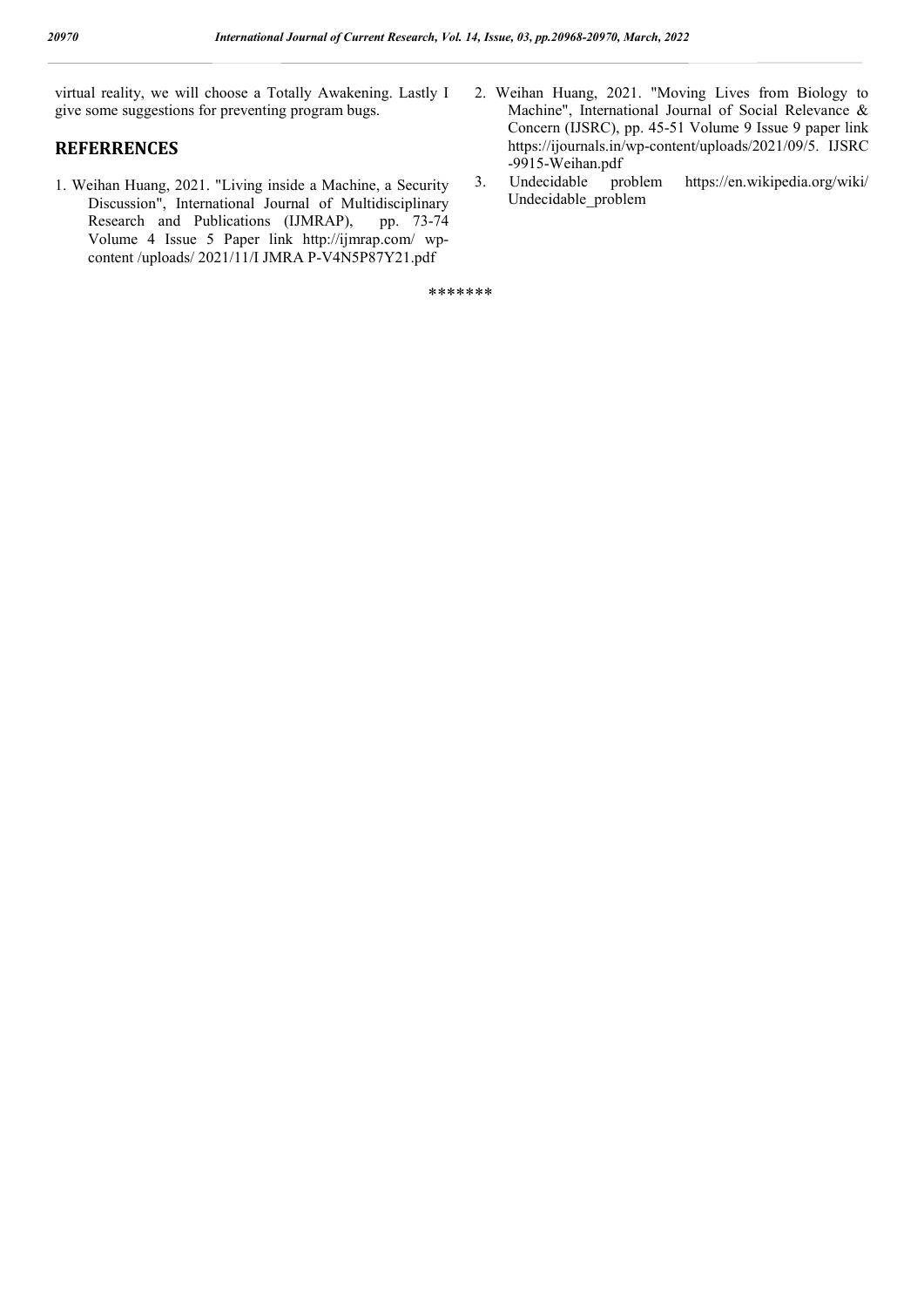virtual reality, we will choose a Totally Awakening. Lastly I give some suggestions for preventing program bugs.

## REFERRENCES

1. Weihan Huang, 2021. "Living inside a Machine, a Security Discussion", International Journal of Multidisciplinary Research and Publications (IJMRAP), pp. 73-74 Volume 4 Issue 5 Paper link http://ijmrap.com/ wp-content /uploads/ 2021/11/I JMRA P-V4N5P87Y21.pdf
2. Weihan Huang, 2021. "Moving Lives from Biology to Machine", International Journal of Social Relevance & Concern (IJSRC), pp. 45-51 Volume 9 Issue 9 paper link https://ijournals.in/wp-content/uploads/2021/09/5. IJSRC -9915-Weihan.pdf
3. Undecidable problem https://en.wikipedia.org/wiki/ Undecidable_problem

*******